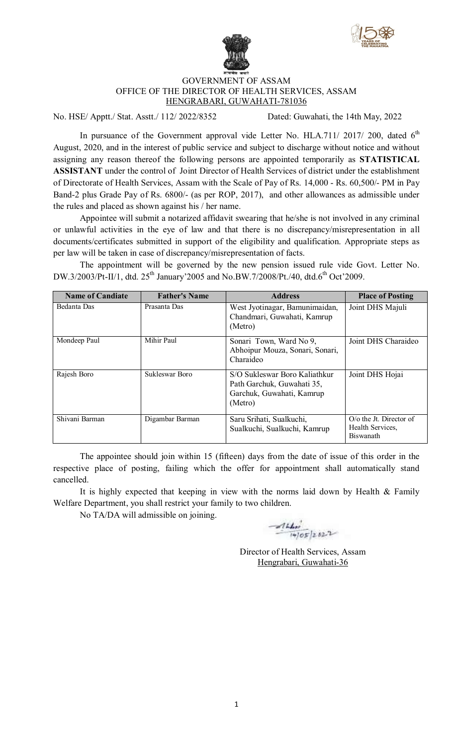GOVERNMENT OF ASSAM
OFFICE OF THE DIRECTOR OF HEALTH SERVICES, ASSAM
HENGRABARI, GUWAHATI-781036

No. HSE/ Apptt./ Stat. Asstt./ 112/ 2022/8352 Dated: Guwahati, the 14th May, 2022

In pursuance of the Government approval vide Letter No. HLA.711/ 2017/ 200, dated 6th August, 2020, and in the interest of public service and subject to discharge without notice and without assigning any reason thereof the following persons are appointed temporarily as **STATISTICAL ASSISTANT** under the control of Joint Director of Health Services of district under the establishment of Directorate of Health Services, Assam with the Scale of Pay of Rs. 14,000 - Rs. 60,500/- PM in Pay Band-2 plus Grade Pay of Rs. 6800/- (as per ROP, 2017), and other allowances as admissible under the rules and placed as shown against his / her name.

Appointee will submit a notarized affidavit swearing that he/she is not involved in any criminal or unlawful activities in the eye of law and that there is no discrepancy/misrepresentation in all documents/certificates submitted in support of the eligibility and qualification. Appropriate steps as per law will be taken in case of discrepancy/misrepresentation of facts.

The appointment will be governed by the new pension issued rule vide Govt. Letter No. DW.3/2003/Pt-II/1, dtd. 25th January'2005 and No.BW.7/2008/Pt./40, dtd.6th Oct'2009.

| Name of Candiate | Father's Name | Address | Place of Posting |
|---|---|---|---|
| Bedanta Das | Prasanta Das | West Jyotinagar, Bamunimaidan, Chandmari, Guwahati, Kamrup (Metro) | Joint DHS Majuli |
| Mondeep Paul | Mihir Paul | Sonari Town, Ward No 9, Abhoipur Mouza, Sonari, Sonari, Charaideo | Joint DHS Charaideo |
| Rajesh Boro | Sukleswar Boro | S/O Sukleswar Boro Kaliathkur Path Garchuk, Guwahati 35, Garchuk, Guwahati, Kamrup (Metro) | Joint DHS Hojai |
| Shivani Barman | Digambar Barman | Saru Srihati, Sualkuchi, Sualkuchi, Sualkuchi, Kamrup | O/o the Jt. Director of Health Services, Biswanath |

The appointee should join within 15 (fifteen) days from the date of issue of this order in the respective place of posting, failing which the offer for appointment shall automatically stand cancelled.

It is highly expected that keeping in view with the norms laid down by Health & Family Welfare Department, you shall restrict your family to two children.

No TA/DA will admissible on joining.

14/05/2022

Director of Health Services, Assam
Hengrabari, Guwahati-36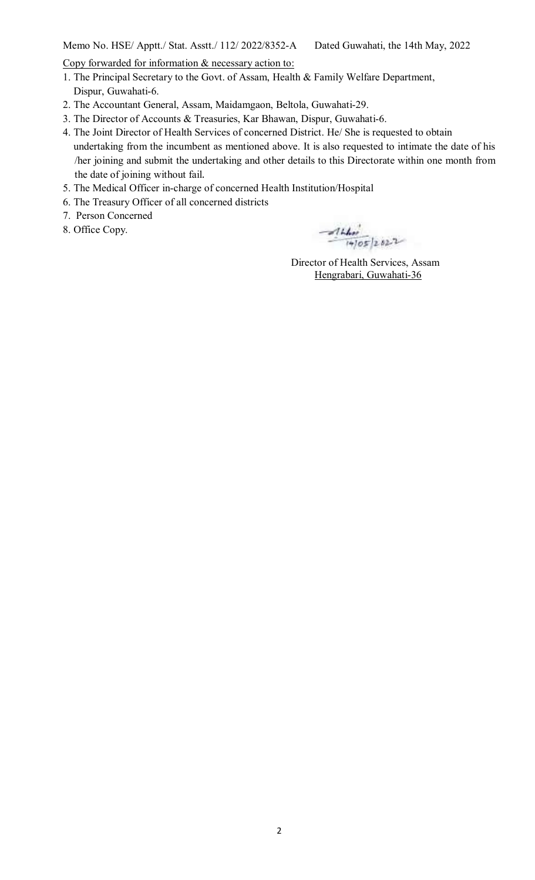Memo No. HSE/ Apptt./ Stat. Asstt./ 112/ 2022/8352-A Dated Guwahati, the 14th May, 2022

Copy forwarded for information & necessary action to:

1. The Principal Secretary to the Govt. of Assam, Health & Family Welfare Department, Dispur, Guwahati-6.
2. The Accountant General, Assam, Maidamgaon, Beltola, Guwahati-29.
3. The Director of Accounts & Treasuries, Kar Bhawan, Dispur, Guwahati-6.
4. The Joint Director of Health Services of concerned District. He/ She is requested to obtain undertaking from the incumbent as mentioned above. It is also requested to intimate the date of his /her joining and submit the undertaking and other details to this Directorate within one month from the date of joining without fail.
5. The Medical Officer in-charge of concerned Health Institution/Hospital
6. The Treasury Officer of all concerned districts
7. Person Concerned
8. Office Copy.

14/05/2022

Director of Health Services, Assam
Hengrabari, Guwahati-36